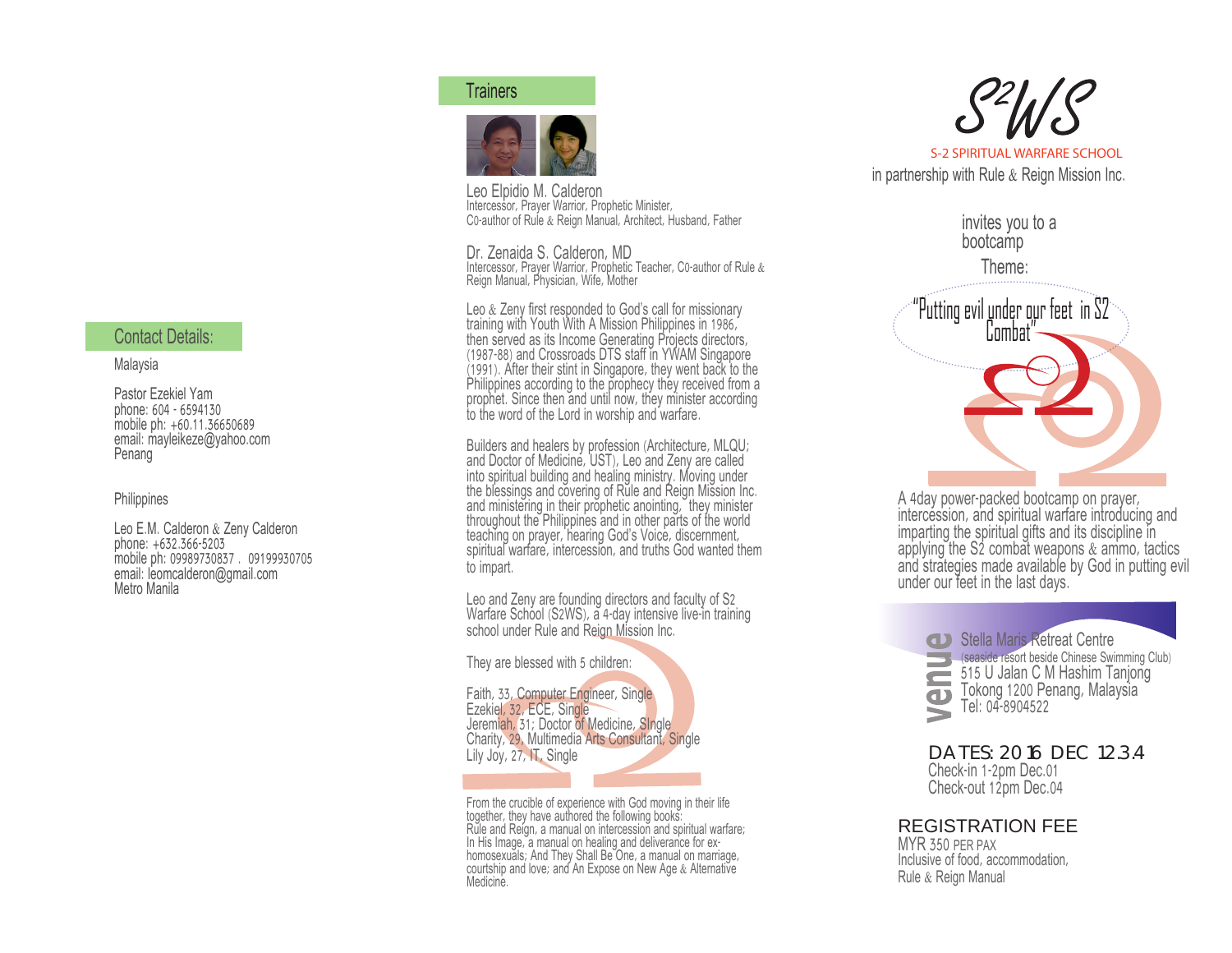## Contact Details:

Malaysia

Pastor Ezekiel Yam
phone: 604 - 6594130
mobile ph: +60.11.36650689
email: mayleikeze@yahoo.com
Penang

Philippines

Leo E.M. Calderon & Zeny Calderon
phone: +632.366-5203
mobile ph: 09989730837 . 09199930705
email: leomcalderon@gmail.com
Metro Manila

## Trainers

Leo Elpidio M. Calderon
Intercessor, Prayer Warrior, Prophetic Minister, C0-author of Rule & Reign Manual, Architect, Husband, Father

Dr. Zenaida S. Calderon, MD
Intercessor, Prayer Warrior, Prophetic Teacher, C0-author of Rule & Reign Manual, Physician, Wife, Mother

Leo & Zeny first responded to God's call for missionary training with Youth With A Mission Philippines in 1986, then served as its Income Generating Projects directors, (1987-88) and Crossroads DTS staff in YWAM Singapore (1991). After their stint in Singapore, they went back to the Philippines according to the prophecy they received from a prophet. Since then and until now, they minister according to the word of the Lord in worship and warfare.

Builders and healers by profession (Architecture, MLQU; and Doctor of Medicine, UST), Leo and Zeny are called into spiritual building and healing ministry. Moving under the blessings and covering of Rule and Reign Mission Inc. and ministering in their prophetic anointing, they minister throughout the Philippines and in other parts of the world teaching on prayer, hearing God's Voice, discernment, spiritual warfare, intercession, and truths God wanted them to impart.

Leo and Zeny are founding directors and faculty of S2 Warfare School (S2WS), a 4-day intensive live-in training school under Rule and Reign Mission Inc.

They are blessed with 5 children:

Faith, 33, Computer Engineer, Single
Ezekiel, 32, ECE, Single
Jeremiah, 31; Doctor of Medicine, SIngle
Charity, 29, Multimedia Arts Consultant, Single
Lily Joy, 27, IT, Single

From the crucible of experience with God moving in their life together, they have authored the following books: Rule and Reign, a manual on intercession and spiritual warfare; In His Image, a manual on healing and deliverance for ex-homosexuals; And They Shall Be One, a manual on marriage, courtship and love; and An Expose on New Age & Alternative Medicine.

# S²WS

S-2 SPIRITUAL WARFARE SCHOOL

in partnership with Rule & Reign Mission Inc.

invites you to a bootcamp

Theme:

"Putting evil under our feet in S2 Combat"

A 4day power-packed bootcamp on prayer, intercession, and spiritual warfare introducing and imparting the spiritual gifts and its discipline in applying the S2 combat weapons & ammo, tactics and strategies made available by God in putting evil under our feet in the last days.

**venue**

Stella Maris Retreat Centre
(seaside resort beside Chinese Swimming Club)
515 U Jalan C M Hashim Tanjong Tokong 1200 Penang, Malaysia
Tel: 04-8904522

DATES: 2016 DEC 1.2.3.4
Check-in 1-2pm Dec.01
Check-out 12pm Dec.04

REGISTRATION FEE
MYR 350 PER PAX
Inclusive of food, accommodation, Rule & Reign Manual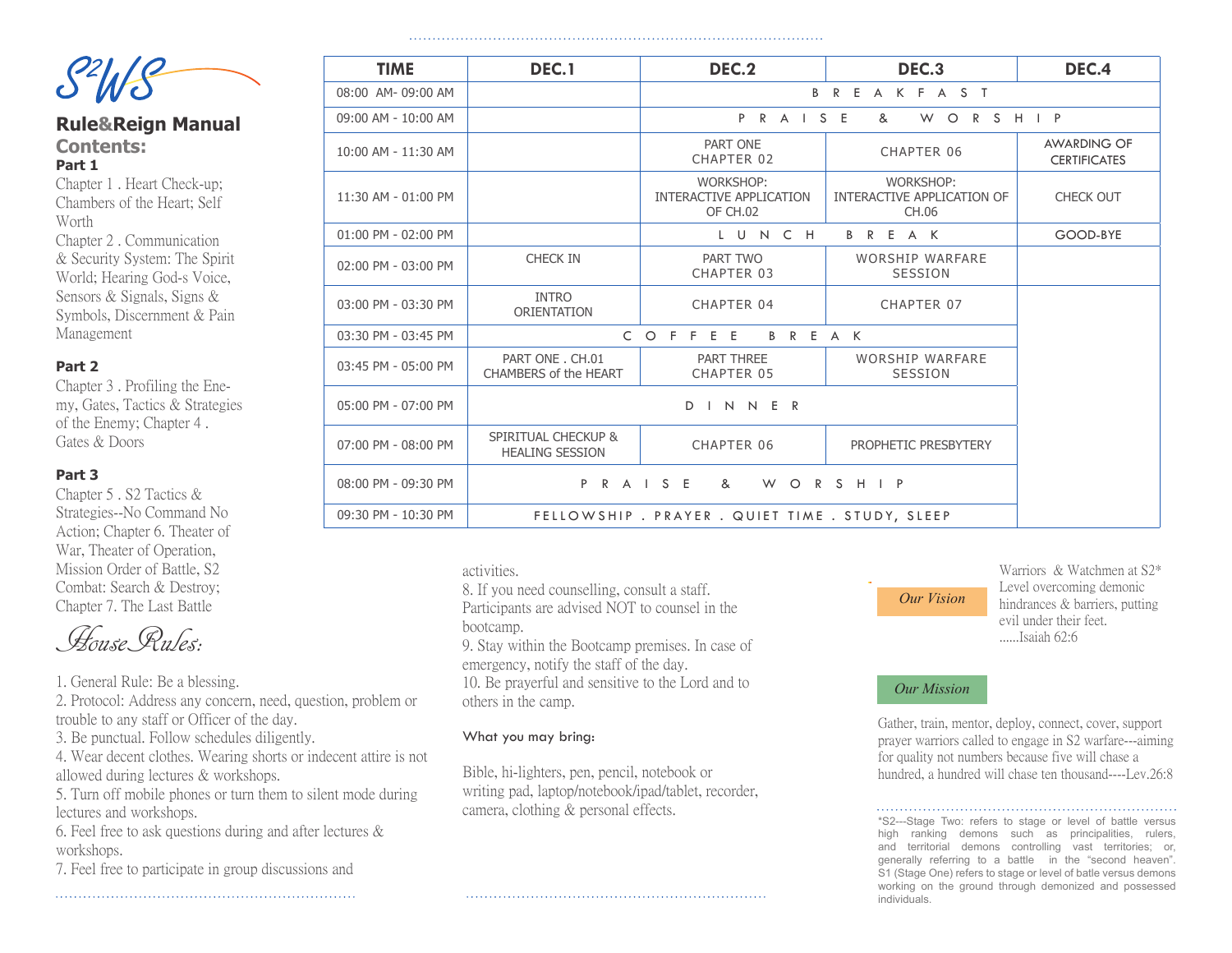S2WS

## Rule&Reign Manual

### Contents:

**Part 1**

Chapter 1 . Heart Check-up; Chambers of the Heart; Self Worth
Chapter 2 . Communication & Security System: The Spirit World; Hearing God-s Voice, Sensors & Signals, Signs & Symbols, Discernment & Pain Management

**Part 2**

Chapter 3 . Profiling the Enemy, Gates, Tactics & Strategies of the Enemy; Chapter 4 . Gates & Doors

**Part 3**

Chapter 5 . S2 Tactics & Strategies--No Command No Action; Chapter 6. Theater of War, Theater of Operation, Mission Order of Battle, S2 Combat: Search & Destroy; Chapter 7. The Last Battle

| TIME | DEC.1 | DEC.2 | DEC.3 | DEC.4 |
|---|---|---|---|---|
| 08:00 AM- 09:00 AM | | BREAKFAST | | |
| 09:00 AM - 10:00 AM | | PRAISE & WORSHIP | | |
| 10:00 AM - 11:30 AM | | PART ONE CHAPTER 02 | CHAPTER 06 | AWARDING OF CERTIFICATES |
| 11:30 AM - 01:00 PM | | WORKSHOP: INTERACTIVE APPLICATION OF CH.02 | WORKSHOP: INTERACTIVE APPLICATION OF CH.06 | CHECK OUT |
| 01:00 PM - 02:00 PM | | LUNCH BREAK | | GOOD-BYE |
| 02:00 PM - 03:00 PM | CHECK IN | PART TWO CHAPTER 03 | WORSHIP WARFARE SESSION | |
| 03:00 PM - 03:30 PM | INTRO ORIENTATION | CHAPTER 04 | CHAPTER 07 | |
| 03:30 PM - 03:45 PM | COFFEE BREAK | | | |
| 03:45 PM - 05:00 PM | PART ONE . CH.01 CHAMBERS of the HEART | PART THREE CHAPTER 05 | WORSHIP WARFARE SESSION | |
| 05:00 PM - 07:00 PM | DINNER | | | |
| 07:00 PM - 08:00 PM | SPIRITUAL CHECKUP & HEALING SESSION | CHAPTER 06 | PROPHETIC PRESBYTERY | |
| 08:00 PM - 09:30 PM | PRAISE & WORSHIP | | | |
| 09:30 PM - 10:30 PM | FELLOWSHIP . PRAYER . QUIET TIME . STUDY, SLEEP | | | |

## *House Rules:*

1. General Rule: Be a blessing.
2. Protocol: Address any concern, need, question, problem or trouble to any staff or Officer of the day.
3. Be punctual. Follow schedules diligently.
4. Wear decent clothes. Wearing shorts or indecent attire is not allowed during lectures & workshops.
5. Turn off mobile phones or turn them to silent mode during lectures and workshops.
6. Feel free to ask questions during and after lectures & workshops.
7. Feel free to participate in group discussions and activities.
8. If you need counselling, consult a staff. Participants are advised NOT to counsel in the bootcamp.
9. Stay within the Bootcamp premises. In case of emergency, notify the staff of the day.
10. Be prayerful and sensitive to the Lord and to others in the camp.

What you may bring:

Bible, hi-lighters, pen, pencil, notebook or writing pad, laptop/notebook/ipad/tablet, recorder, camera, clothing & personal effects.

*Our Vision*

Warriors & Watchmen at S2* Level overcoming demonic hindrances & barriers, putting evil under their feet. ......Isaiah 62:6

*Our Mission*

Gather, train, mentor, deploy, connect, cover, support prayer warriors called to engage in S2 warfare---aiming for quality not numbers because five will chase a hundred, a hundred will chase ten thousand----Lev.26:8

*S2---Stage Two: refers to stage or level of battle versus high ranking demons such as principalities, rulers, and territorial demons controlling vast territories; or, generally referring to a battle in the "second heaven". S1 (Stage One) refers to stage or level of batle versus demons working on the ground through demonized and possessed individuals.